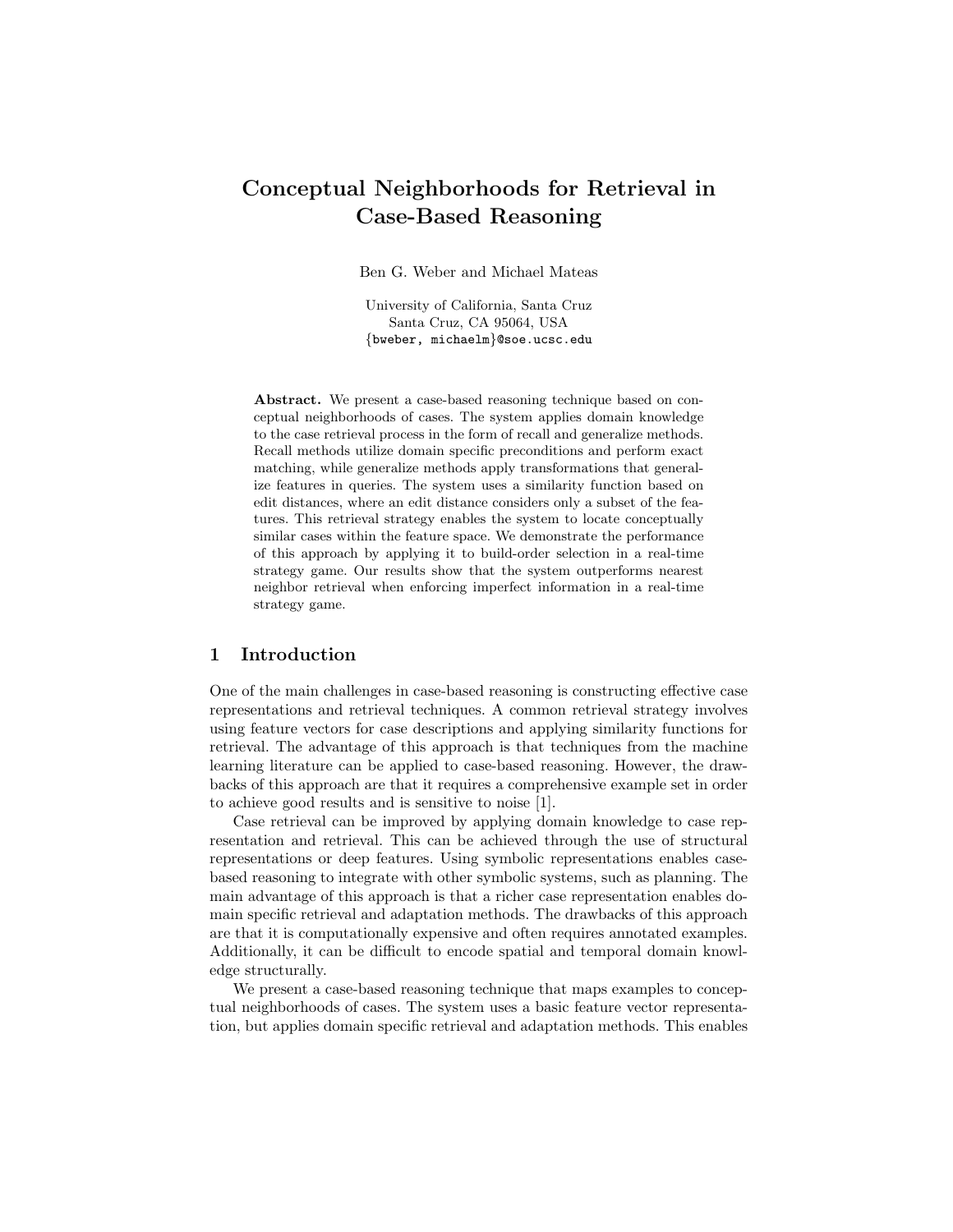# Conceptual Neighborhoods for Retrieval in Case-Based Reasoning

Ben G. Weber and Michael Mateas

University of California, Santa Cruz
Santa Cruz, CA 95064, USA
{bweber, michaelm}@soe.ucsc.edu

**Abstract.** We present a case-based reasoning technique based on conceptual neighborhoods of cases. The system applies domain knowledge to the case retrieval process in the form of recall and generalize methods. Recall methods utilize domain specific preconditions and perform exact matching, while generalize methods apply transformations that generalize features in queries. The system uses a similarity function based on edit distances, where an edit distance considers only a subset of the features. This retrieval strategy enables the system to locate conceptually similar cases within the feature space. We demonstrate the performance of this approach by applying it to build-order selection in a real-time strategy game. Our results show that the system outperforms nearest neighbor retrieval when enforcing imperfect information in a real-time strategy game.

## 1 Introduction

One of the main challenges in case-based reasoning is constructing effective case representations and retrieval techniques. A common retrieval strategy involves using feature vectors for case descriptions and applying similarity functions for retrieval. The advantage of this approach is that techniques from the machine learning literature can be applied to case-based reasoning. However, the drawbacks of this approach are that it requires a comprehensive example set in order to achieve good results and is sensitive to noise [1].

Case retrieval can be improved by applying domain knowledge to case representation and retrieval. This can be achieved through the use of structural representations or deep features. Using symbolic representations enables case-based reasoning to integrate with other symbolic systems, such as planning. The main advantage of this approach is that a richer case representation enables domain specific retrieval and adaptation methods. The drawbacks of this approach are that it is computationally expensive and often requires annotated examples. Additionally, it can be difficult to encode spatial and temporal domain knowledge structurally.

We present a case-based reasoning technique that maps examples to conceptual neighborhoods of cases. The system uses a basic feature vector representation, but applies domain specific retrieval and adaptation methods. This enables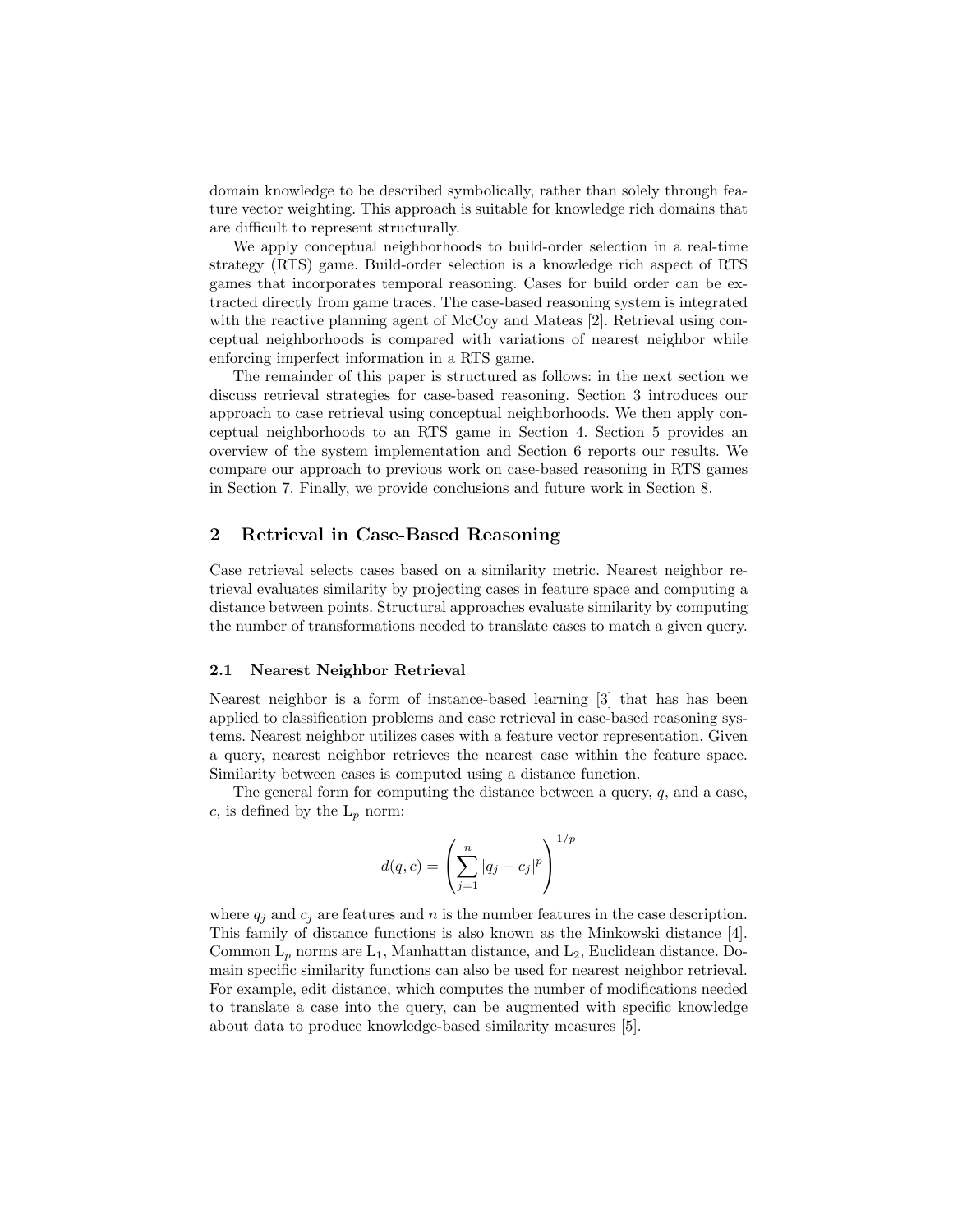domain knowledge to be described symbolically, rather than solely through feature vector weighting. This approach is suitable for knowledge rich domains that are difficult to represent structurally.

We apply conceptual neighborhoods to build-order selection in a real-time strategy (RTS) game. Build-order selection is a knowledge rich aspect of RTS games that incorporates temporal reasoning. Cases for build order can be extracted directly from game traces. The case-based reasoning system is integrated with the reactive planning agent of McCoy and Mateas [2]. Retrieval using conceptual neighborhoods is compared with variations of nearest neighbor while enforcing imperfect information in a RTS game.

The remainder of this paper is structured as follows: in the next section we discuss retrieval strategies for case-based reasoning. Section 3 introduces our approach to case retrieval using conceptual neighborhoods. We then apply conceptual neighborhoods to an RTS game in Section 4. Section 5 provides an overview of the system implementation and Section 6 reports our results. We compare our approach to previous work on case-based reasoning in RTS games in Section 7. Finally, we provide conclusions and future work in Section 8.

## 2 Retrieval in Case-Based Reasoning

Case retrieval selects cases based on a similarity metric. Nearest neighbor retrieval evaluates similarity by projecting cases in feature space and computing a distance between points. Structural approaches evaluate similarity by computing the number of transformations needed to translate cases to match a given query.

### 2.1 Nearest Neighbor Retrieval

Nearest neighbor is a form of instance-based learning [3] that has has been applied to classification problems and case retrieval in case-based reasoning systems. Nearest neighbor utilizes cases with a feature vector representation. Given a query, nearest neighbor retrieves the nearest case within the feature space. Similarity between cases is computed using a distance function.

The general form for computing the distance between a query, $q$, and a case, $c$, is defined by the $L_p$ norm:

$$d(q,c) = \left( \sum_{j=1}^{n} |q_j - c_j|^p \right)^{1/p}$$

where $q_j$ and $c_j$ are features and $n$ is the number features in the case description. This family of distance functions is also known as the Minkowski distance [4]. Common $L_p$ norms are $L_1$, Manhattan distance, and $L_2$, Euclidean distance. Domain specific similarity functions can also be used for nearest neighbor retrieval. For example, edit distance, which computes the number of modifications needed to translate a case into the query, can be augmented with specific knowledge about data to produce knowledge-based similarity measures [5].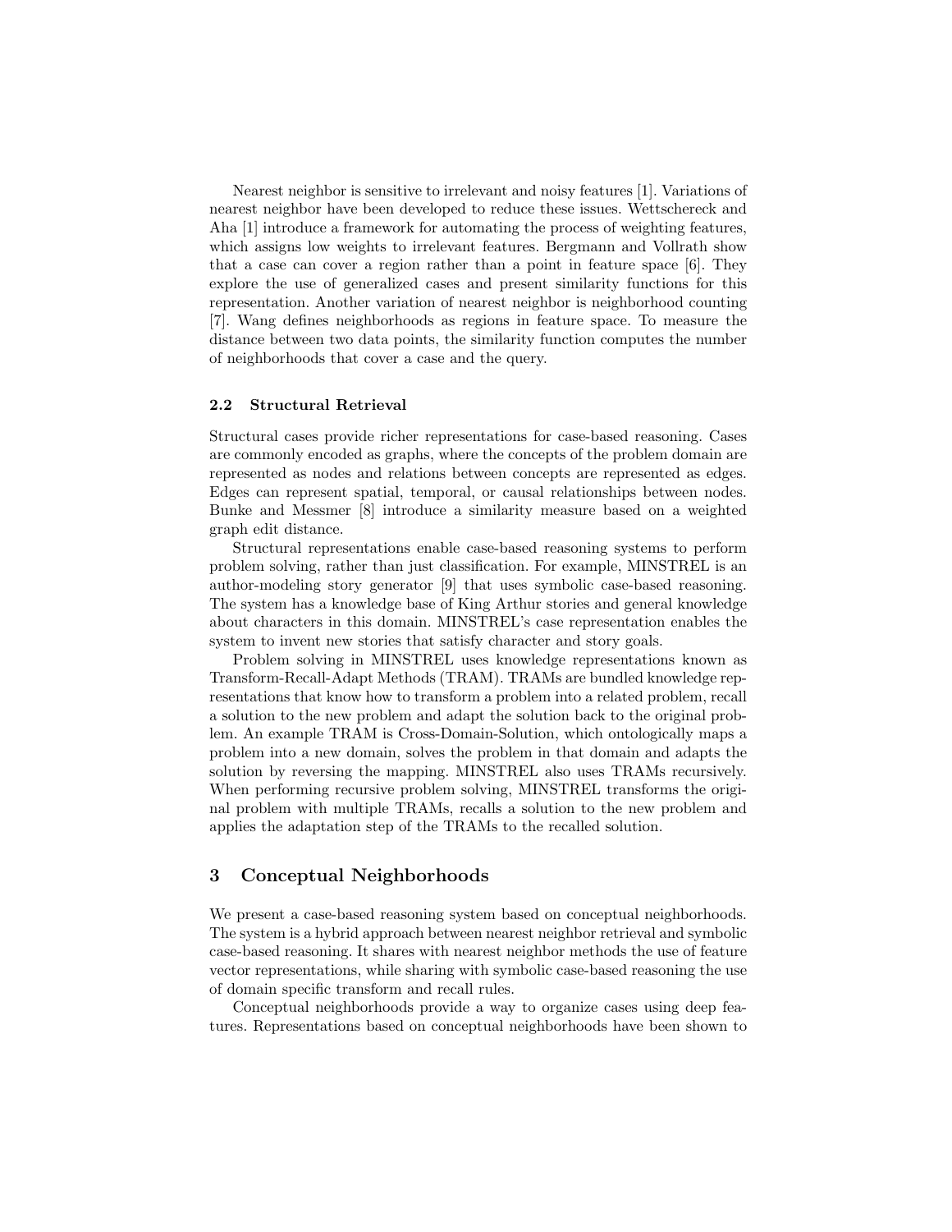Nearest neighbor is sensitive to irrelevant and noisy features [1]. Variations of nearest neighbor have been developed to reduce these issues. Wettschereck and Aha [1] introduce a framework for automating the process of weighting features, which assigns low weights to irrelevant features. Bergmann and Vollrath show that a case can cover a region rather than a point in feature space [6]. They explore the use of generalized cases and present similarity functions for this representation. Another variation of nearest neighbor is neighborhood counting [7]. Wang defines neighborhoods as regions in feature space. To measure the distance between two data points, the similarity function computes the number of neighborhoods that cover a case and the query.

### 2.2 Structural Retrieval

Structural cases provide richer representations for case-based reasoning. Cases are commonly encoded as graphs, where the concepts of the problem domain are represented as nodes and relations between concepts are represented as edges. Edges can represent spatial, temporal, or causal relationships between nodes. Bunke and Messmer [8] introduce a similarity measure based on a weighted graph edit distance.

Structural representations enable case-based reasoning systems to perform problem solving, rather than just classification. For example, MINSTREL is an author-modeling story generator [9] that uses symbolic case-based reasoning. The system has a knowledge base of King Arthur stories and general knowledge about characters in this domain. MINSTREL's case representation enables the system to invent new stories that satisfy character and story goals.

Problem solving in MINSTREL uses knowledge representations known as Transform-Recall-Adapt Methods (TRAM). TRAMs are bundled knowledge representations that know how to transform a problem into a related problem, recall a solution to the new problem and adapt the solution back to the original problem. An example TRAM is Cross-Domain-Solution, which ontologically maps a problem into a new domain, solves the problem in that domain and adapts the solution by reversing the mapping. MINSTREL also uses TRAMs recursively. When performing recursive problem solving, MINSTREL transforms the original problem with multiple TRAMs, recalls a solution to the new problem and applies the adaptation step of the TRAMs to the recalled solution.

## 3 Conceptual Neighborhoods

We present a case-based reasoning system based on conceptual neighborhoods. The system is a hybrid approach between nearest neighbor retrieval and symbolic case-based reasoning. It shares with nearest neighbor methods the use of feature vector representations, while sharing with symbolic case-based reasoning the use of domain specific transform and recall rules.

Conceptual neighborhoods provide a way to organize cases using deep features. Representations based on conceptual neighborhoods have been shown to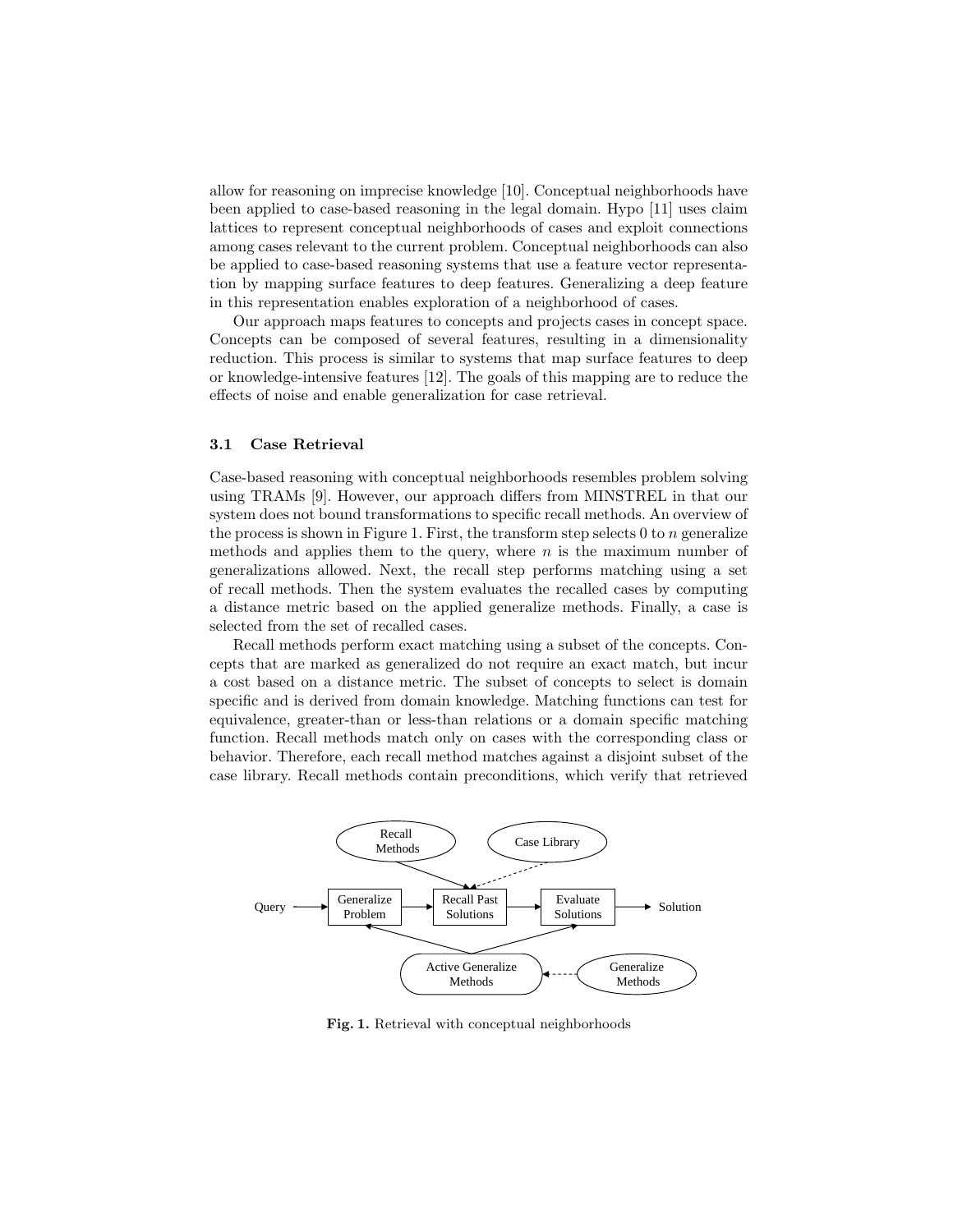allow for reasoning on imprecise knowledge [10]. Conceptual neighborhoods have been applied to case-based reasoning in the legal domain. Hypo [11] uses claim lattices to represent conceptual neighborhoods of cases and exploit connections among cases relevant to the current problem. Conceptual neighborhoods can also be applied to case-based reasoning systems that use a feature vector representation by mapping surface features to deep features. Generalizing a deep feature in this representation enables exploration of a neighborhood of cases.

Our approach maps features to concepts and projects cases in concept space. Concepts can be composed of several features, resulting in a dimensionality reduction. This process is similar to systems that map surface features to deep or knowledge-intensive features [12]. The goals of this mapping are to reduce the effects of noise and enable generalization for case retrieval.

### 3.1 Case Retrieval

Case-based reasoning with conceptual neighborhoods resembles problem solving using TRAMs [9]. However, our approach differs from MINSTREL in that our system does not bound transformations to specific recall methods. An overview of the process is shown in Figure 1. First, the transform step selects 0 to $n$ generalize methods and applies them to the query, where $n$ is the maximum number of generalizations allowed. Next, the recall step performs matching using a set of recall methods. Then the system evaluates the recalled cases by computing a distance metric based on the applied generalize methods. Finally, a case is selected from the set of recalled cases.

Recall methods perform exact matching using a subset of the concepts. Concepts that are marked as generalized do not require an exact match, but incur a cost based on a distance metric. The subset of concepts to select is domain specific and is derived from domain knowledge. Matching functions can test for equivalence, greater-than or less-than relations or a domain specific matching function. Recall methods match only on cases with the corresponding class or behavior. Therefore, each recall method matches against a disjoint subset of the case library. Recall methods contain preconditions, which verify that retrieved

Query → Generalize Problem → Recall Past Solutions → Evaluate Solutions → Solution

Recall Methods; Case Library; Active Generalize Methods; Generalize Methods

**Fig. 1.** Retrieval with conceptual neighborhoods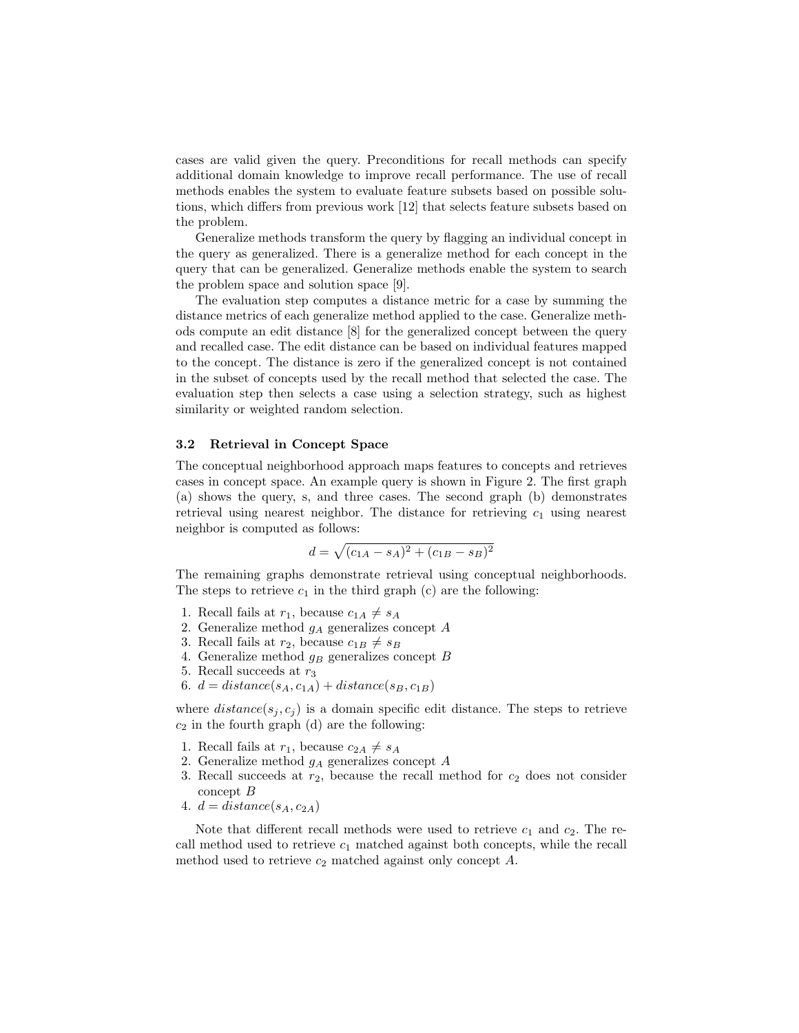cases are valid given the query. Preconditions for recall methods can specify additional domain knowledge to improve recall performance. The use of recall methods enables the system to evaluate feature subsets based on possible solutions, which differs from previous work [12] that selects feature subsets based on the problem.

Generalize methods transform the query by flagging an individual concept in the query as generalized. There is a generalize method for each concept in the query that can be generalized. Generalize methods enable the system to search the problem space and solution space [9].

The evaluation step computes a distance metric for a case by summing the distance metrics of each generalize method applied to the case. Generalize methods compute an edit distance [8] for the generalized concept between the query and recalled case. The edit distance can be based on individual features mapped to the concept. The distance is zero if the generalized concept is not contained in the subset of concepts used by the recall method that selected the case. The evaluation step then selects a case using a selection strategy, such as highest similarity or weighted random selection.

### 3.2 Retrieval in Concept Space

The conceptual neighborhood approach maps features to concepts and retrieves cases in concept space. An example query is shown in Figure 2. The first graph (a) shows the query, s, and three cases. The second graph (b) demonstrates retrieval using nearest neighbor. The distance for retrieving $c_1$ using nearest neighbor is computed as follows:

$$d = \sqrt{(c_{1A} - s_A)^2 + (c_{1B} - s_B)^2}$$

The remaining graphs demonstrate retrieval using conceptual neighborhoods. The steps to retrieve $c_1$ in the third graph (c) are the following:

1. Recall fails at $r_1$, because $c_{1A} \neq s_A$
2. Generalize method $g_A$ generalizes concept $A$
3. Recall fails at $r_2$, because $c_{1B} \neq s_B$
4. Generalize method $g_B$ generalizes concept $B$
5. Recall succeeds at $r_3$
6. $d = distance(s_A, c_{1A}) + distance(s_B, c_{1B})$

where $distance(s_j, c_j)$ is a domain specific edit distance. The steps to retrieve $c_2$ in the fourth graph (d) are the following:

1. Recall fails at $r_1$, because $c_{2A} \neq s_A$
2. Generalize method $g_A$ generalizes concept $A$
3. Recall succeeds at $r_2$, because the recall method for $c_2$ does not consider concept $B$
4. $d = distance(s_A, c_{2A})$

Note that different recall methods were used to retrieve $c_1$ and $c_2$. The recall method used to retrieve $c_1$ matched against both concepts, while the recall method used to retrieve $c_2$ matched against only concept $A$.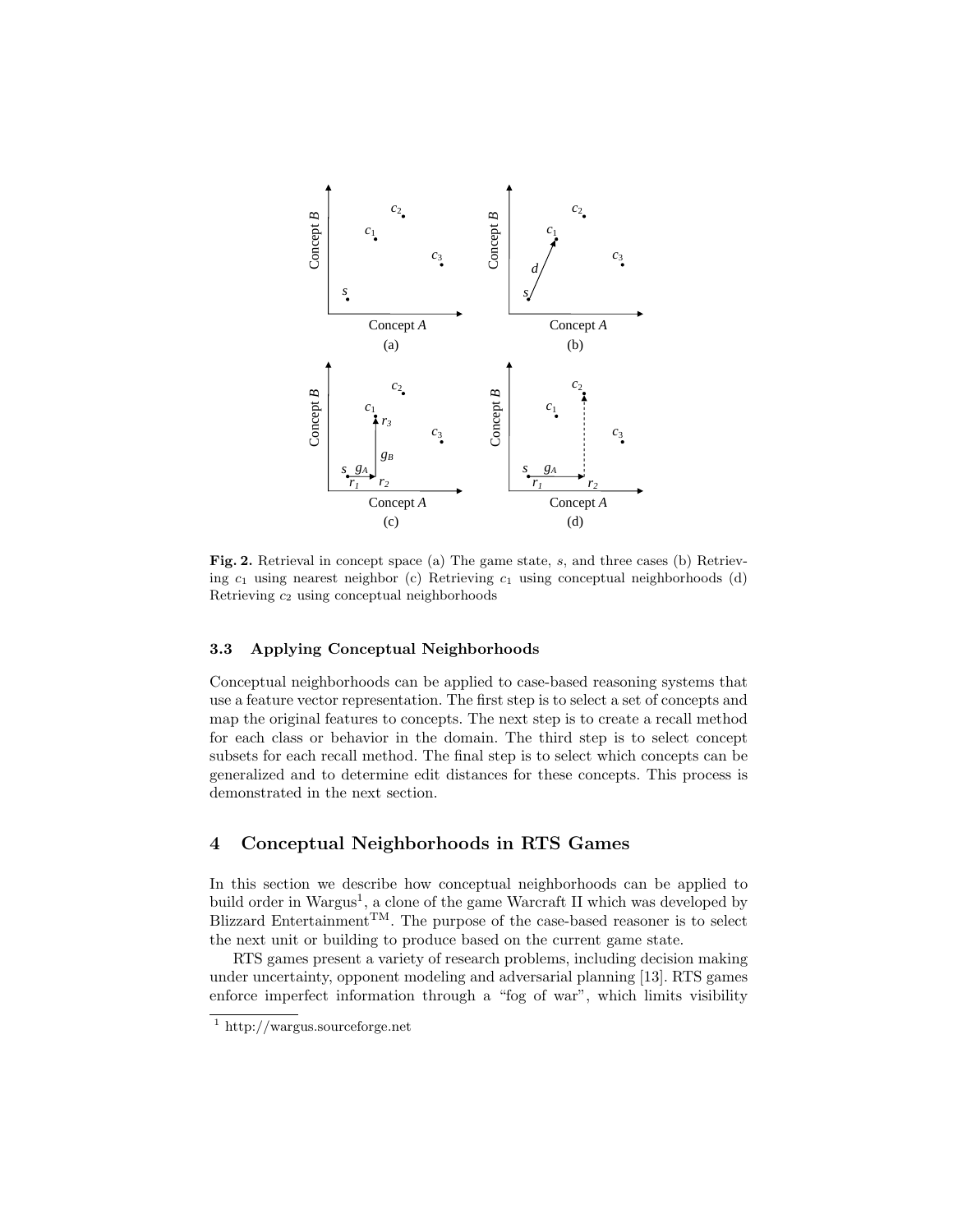**Fig. 2.** Retrieval in concept space (a) The game state, $s$, and three cases (b) Retrieving $c_1$ using nearest neighbor (c) Retrieving $c_1$ using conceptual neighborhoods (d) Retrieving $c_2$ using conceptual neighborhoods

### 3.3 Applying Conceptual Neighborhoods

Conceptual neighborhoods can be applied to case-based reasoning systems that use a feature vector representation. The first step is to select a set of concepts and map the original features to concepts. The next step is to create a recall method for each class or behavior in the domain. The third step is to select concept subsets for each recall method. The final step is to select which concepts can be generalized and to determine edit distances for these concepts. This process is demonstrated in the next section.

## 4 Conceptual Neighborhoods in RTS Games

In this section we describe how conceptual neighborhoods can be applied to build order in Wargus[1], a clone of the game Warcraft II which was developed by Blizzard Entertainment™. The purpose of the case-based reasoner is to select the next unit or building to produce based on the current game state.

RTS games present a variety of research problems, including decision making under uncertainty, opponent modeling and adversarial planning [13]. RTS games enforce imperfect information through a "fog of war", which limits visibility

[1] http://wargus.sourceforge.net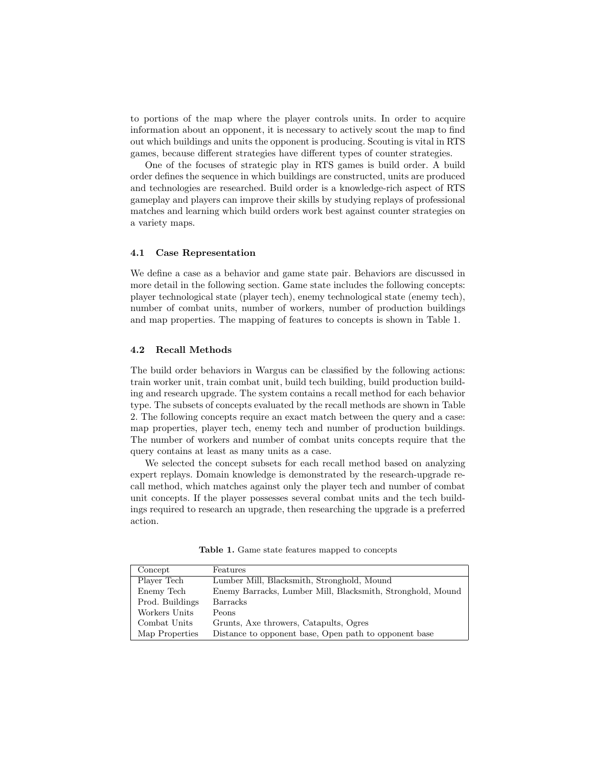to portions of the map where the player controls units. In order to acquire information about an opponent, it is necessary to actively scout the map to find out which buildings and units the opponent is producing. Scouting is vital in RTS games, because different strategies have different types of counter strategies.

One of the focuses of strategic play in RTS games is build order. A build order defines the sequence in which buildings are constructed, units are produced and technologies are researched. Build order is a knowledge-rich aspect of RTS gameplay and players can improve their skills by studying replays of professional matches and learning which build orders work best against counter strategies on a variety maps.

### 4.1 Case Representation

We define a case as a behavior and game state pair. Behaviors are discussed in more detail in the following section. Game state includes the following concepts: player technological state (player tech), enemy technological state (enemy tech), number of combat units, number of workers, number of production buildings and map properties. The mapping of features to concepts is shown in Table 1.

### 4.2 Recall Methods

The build order behaviors in Wargus can be classified by the following actions: train worker unit, train combat unit, build tech building, build production building and research upgrade. The system contains a recall method for each behavior type. The subsets of concepts evaluated by the recall methods are shown in Table 2. The following concepts require an exact match between the query and a case: map properties, player tech, enemy tech and number of production buildings. The number of workers and number of combat units concepts require that the query contains at least as many units as a case.

We selected the concept subsets for each recall method based on analyzing expert replays. Domain knowledge is demonstrated by the research-upgrade recall method, which matches against only the player tech and number of combat unit concepts. If the player possesses several combat units and the tech buildings required to research an upgrade, then researching the upgrade is a preferred action.

**Table 1.** Game state features mapped to concepts

| Concept | Features |
|---|---|
| Player Tech | Lumber Mill, Blacksmith, Stronghold, Mound |
| Enemy Tech | Enemy Barracks, Lumber Mill, Blacksmith, Stronghold, Mound |
| Prod. Buildings | Barracks |
| Workers Units | Peons |
| Combat Units | Grunts, Axe throwers, Catapults, Ogres |
| Map Properties | Distance to opponent base, Open path to opponent base |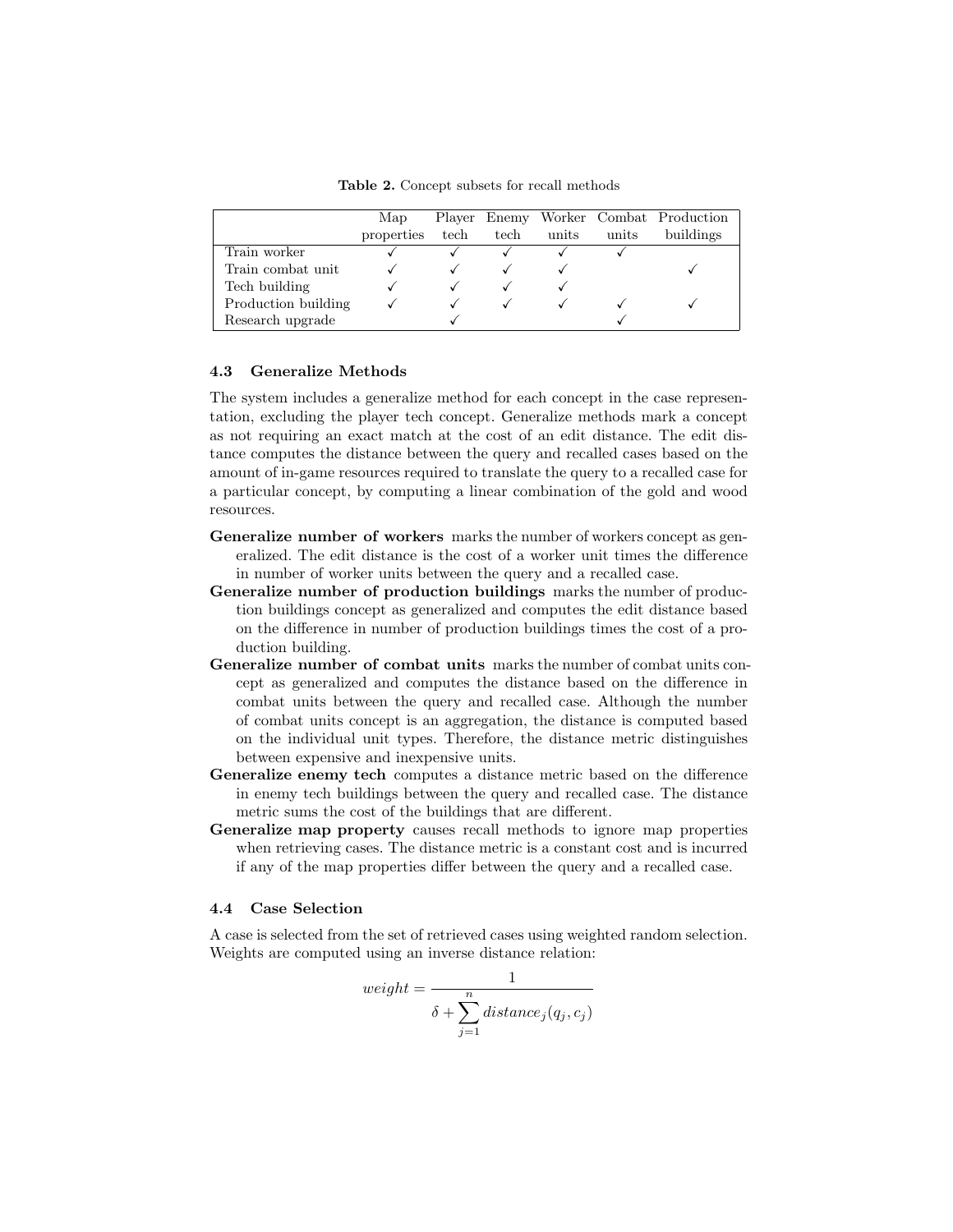**Table 2.** Concept subsets for recall methods

| | Map properties | Player tech | Enemy tech | Worker units | Combat units | Production buildings |
|---|---|---|---|---|---|---|
| Train worker | ✓ | ✓ | ✓ | ✓ | ✓ | |
| Train combat unit | ✓ | ✓ | ✓ | ✓ | | ✓ |
| Tech building | ✓ | ✓ | ✓ | ✓ | | |
| Production building | ✓ | ✓ | ✓ | ✓ | ✓ | ✓ |
| Research upgrade | | ✓ | | | ✓ | |

### 4.3 Generalize Methods

The system includes a generalize method for each concept in the case representation, excluding the player tech concept. Generalize methods mark a concept as not requiring an exact match at the cost of an edit distance. The edit distance computes the distance between the query and recalled cases based on the amount of in-game resources required to translate the query to a recalled case for a particular concept, by computing a linear combination of the gold and wood resources.

**Generalize number of workers** marks the number of workers concept as generalized. The edit distance is the cost of a worker unit times the difference in number of worker units between the query and a recalled case.

**Generalize number of production buildings** marks the number of production buildings concept as generalized and computes the edit distance based on the difference in number of production buildings times the cost of a production building.

**Generalize number of combat units** marks the number of combat units concept as generalized and computes the distance based on the difference in combat units between the query and recalled case. Although the number of combat units concept is an aggregation, the distance is computed based on the individual unit types. Therefore, the distance metric distinguishes between expensive and inexpensive units.

**Generalize enemy tech** computes a distance metric based on the difference in enemy tech buildings between the query and recalled case. The distance metric sums the cost of the buildings that are different.

**Generalize map property** causes recall methods to ignore map properties when retrieving cases. The distance metric is a constant cost and is incurred if any of the map properties differ between the query and a recalled case.

### 4.4 Case Selection

A case is selected from the set of retrieved cases using weighted random selection. Weights are computed using an inverse distance relation:

$$weight = \frac{1}{\delta + \sum_{j=1}^{n} distance_j(q_j, c_j)}$$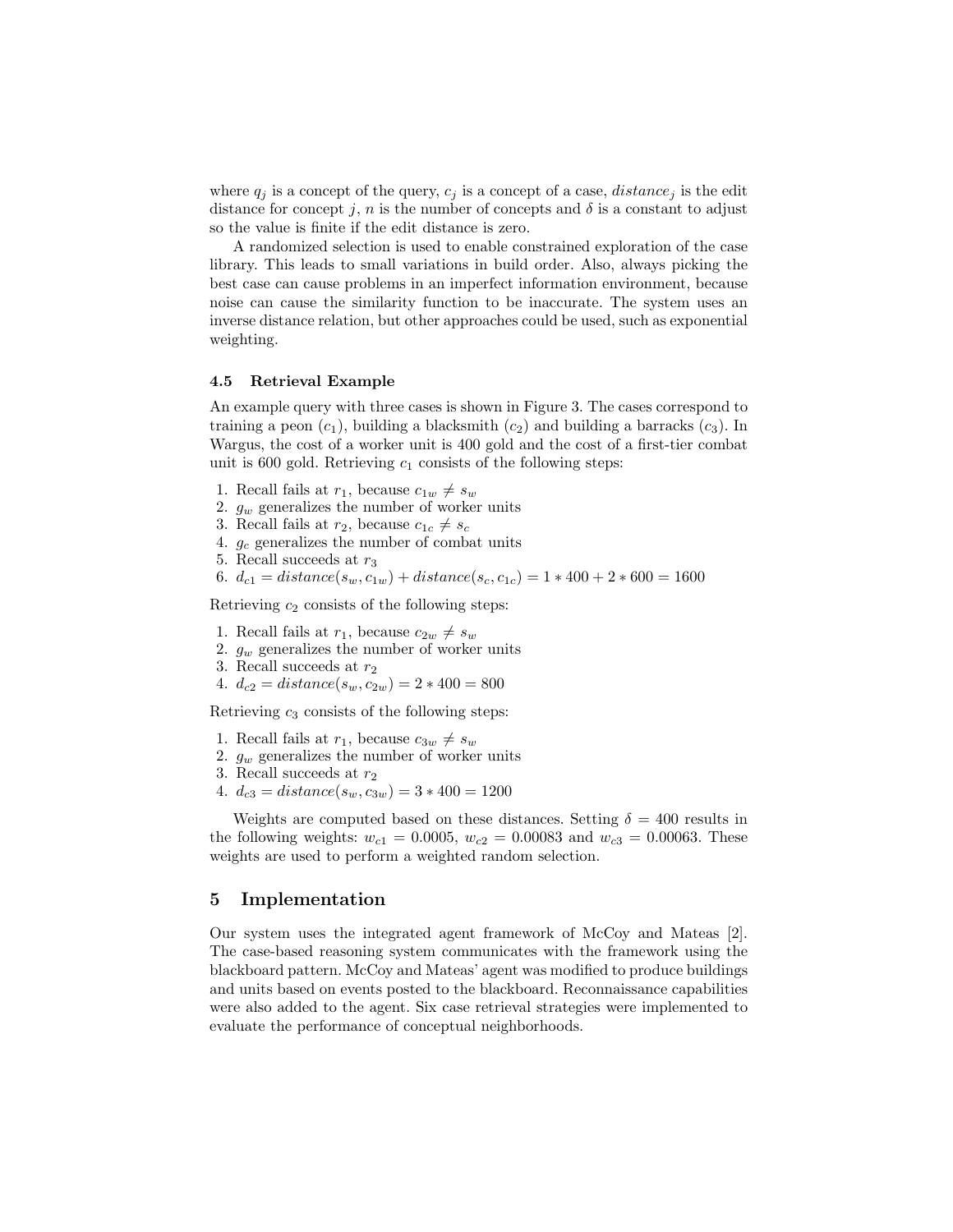where $q_j$ is a concept of the query, $c_j$ is a concept of a case, $distance_j$ is the edit distance for concept $j$, $n$ is the number of concepts and $\delta$ is a constant to adjust so the value is finite if the edit distance is zero.

A randomized selection is used to enable constrained exploration of the case library. This leads to small variations in build order. Also, always picking the best case can cause problems in an imperfect information environment, because noise can cause the similarity function to be inaccurate. The system uses an inverse distance relation, but other approaches could be used, such as exponential weighting.

### 4.5 Retrieval Example

An example query with three cases is shown in Figure 3. The cases correspond to training a peon ($c_1$), building a blacksmith ($c_2$) and building a barracks ($c_3$). In Wargus, the cost of a worker unit is 400 gold and the cost of a first-tier combat unit is 600 gold. Retrieving $c_1$ consists of the following steps:

1. Recall fails at $r_1$, because $c_{1w} \neq s_w$
2. $g_w$ generalizes the number of worker units
3. Recall fails at $r_2$, because $c_{1c} \neq s_c$
4. $g_c$ generalizes the number of combat units
5. Recall succeeds at $r_3$
6. $d_{c1} = distance(s_w, c_{1w}) + distance(s_c, c_{1c}) = 1 * 400 + 2 * 600 = 1600$

Retrieving $c_2$ consists of the following steps:

1. Recall fails at $r_1$, because $c_{2w} \neq s_w$
2. $g_w$ generalizes the number of worker units
3. Recall succeeds at $r_2$
4. $d_{c2} = distance(s_w, c_{2w}) = 2 * 400 = 800$

Retrieving $c_3$ consists of the following steps:

1. Recall fails at $r_1$, because $c_{3w} \neq s_w$
2. $g_w$ generalizes the number of worker units
3. Recall succeeds at $r_2$
4. $d_{c3} = distance(s_w, c_{3w}) = 3 * 400 = 1200$

Weights are computed based on these distances. Setting $\delta = 400$ results in the following weights: $w_{c1} = 0.0005$, $w_{c2} = 0.00083$ and $w_{c3} = 0.00063$. These weights are used to perform a weighted random selection.

## 5 Implementation

Our system uses the integrated agent framework of McCoy and Mateas [2]. The case-based reasoning system communicates with the framework using the blackboard pattern. McCoy and Mateas' agent was modified to produce buildings and units based on events posted to the blackboard. Reconnaissance capabilities were also added to the agent. Six case retrieval strategies were implemented to evaluate the performance of conceptual neighborhoods.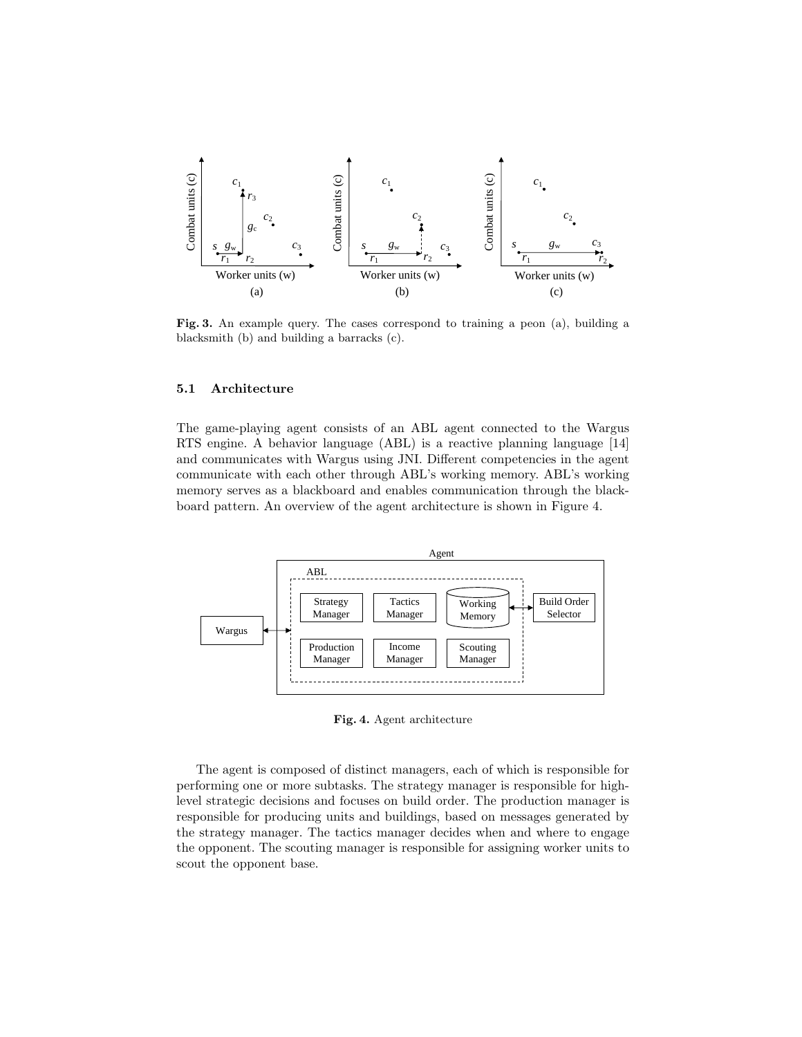**Fig. 3.** An example query. The cases correspond to training a peon (a), building a blacksmith (b) and building a barracks (c).

### 5.1 Architecture

The game-playing agent consists of an ABL agent connected to the Wargus RTS engine. A behavior language (ABL) is a reactive planning language [14] and communicates with Wargus using JNI. Different competencies in the agent communicate with each other through ABL's working memory. ABL's working memory serves as a blackboard and enables communication through the blackboard pattern. An overview of the agent architecture is shown in Figure 4.

**Fig. 4.** Agent architecture

The agent is composed of distinct managers, each of which is responsible for performing one or more subtasks. The strategy manager is responsible for high-level strategic decisions and focuses on build order. The production manager is responsible for producing units and buildings, based on messages generated by the strategy manager. The tactics manager decides when and where to engage the opponent. The scouting manager is responsible for assigning worker units to scout the opponent base.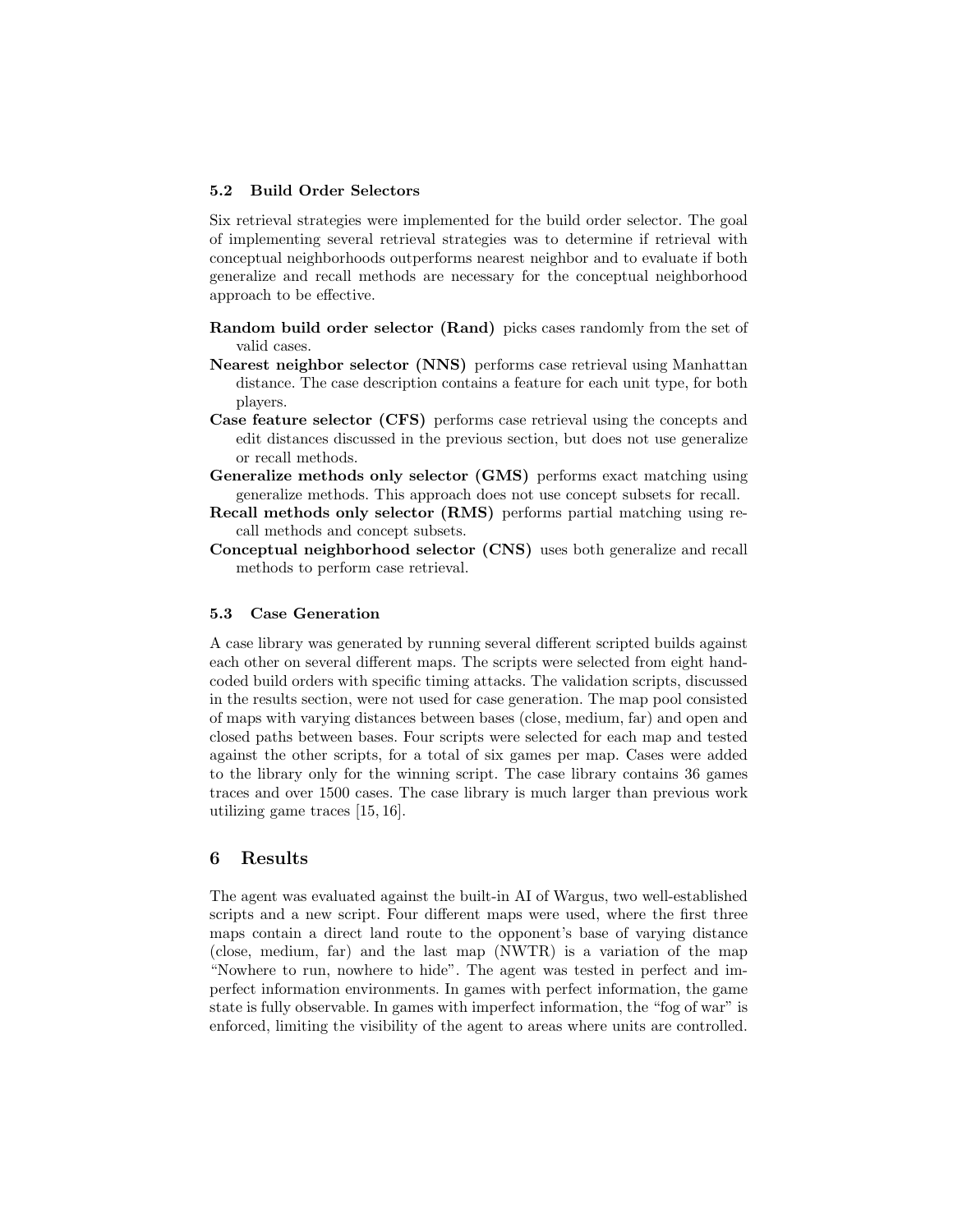### 5.2 Build Order Selectors

Six retrieval strategies were implemented for the build order selector. The goal of implementing several retrieval strategies was to determine if retrieval with conceptual neighborhoods outperforms nearest neighbor and to evaluate if both generalize and recall methods are necessary for the conceptual neighborhood approach to be effective.

- **Random build order selector (Rand)** picks cases randomly from the set of valid cases.
- **Nearest neighbor selector (NNS)** performs case retrieval using Manhattan distance. The case description contains a feature for each unit type, for both players.
- **Case feature selector (CFS)** performs case retrieval using the concepts and edit distances discussed in the previous section, but does not use generalize or recall methods.
- **Generalize methods only selector (GMS)** performs exact matching using generalize methods. This approach does not use concept subsets for recall.
- **Recall methods only selector (RMS)** performs partial matching using recall methods and concept subsets.
- **Conceptual neighborhood selector (CNS)** uses both generalize and recall methods to perform case retrieval.

### 5.3 Case Generation

A case library was generated by running several different scripted builds against each other on several different maps. The scripts were selected from eight hand-coded build orders with specific timing attacks. The validation scripts, discussed in the results section, were not used for case generation. The map pool consisted of maps with varying distances between bases (close, medium, far) and open and closed paths between bases. Four scripts were selected for each map and tested against the other scripts, for a total of six games per map. Cases were added to the library only for the winning script. The case library contains 36 games traces and over 1500 cases. The case library is much larger than previous work utilizing game traces [15, 16].

## 6 Results

The agent was evaluated against the built-in AI of Wargus, two well-established scripts and a new script. Four different maps were used, where the first three maps contain a direct land route to the opponent's base of varying distance (close, medium, far) and the last map (NWTR) is a variation of the map "Nowhere to run, nowhere to hide". The agent was tested in perfect and imperfect information environments. In games with perfect information, the game state is fully observable. In games with imperfect information, the "fog of war" is enforced, limiting the visibility of the agent to areas where units are controlled.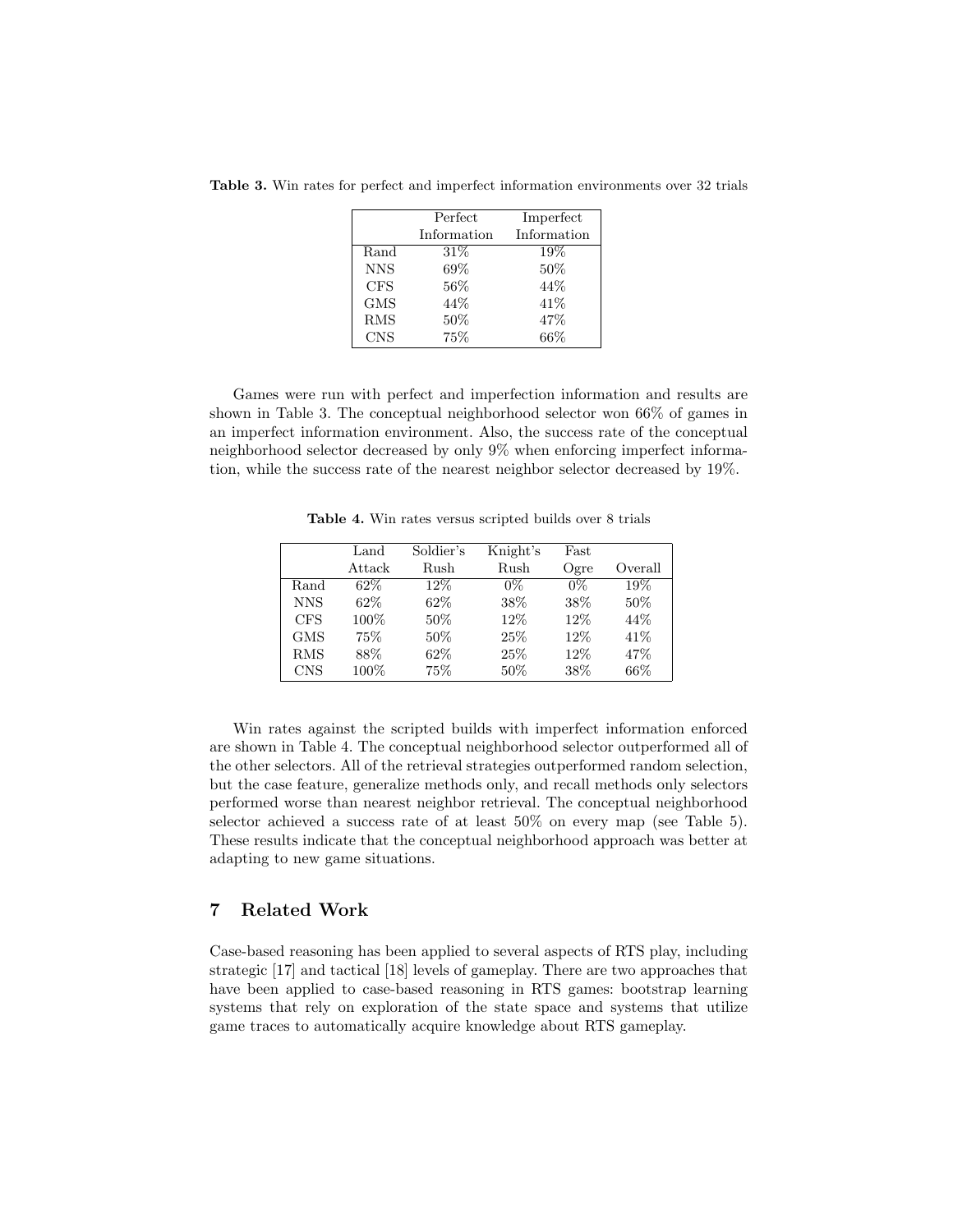**Table 3.** Win rates for perfect and imperfect information environments over 32 trials

| | Perfect Information | Imperfect Information |
|---|---|---|
| Rand | 31% | 19% |
| NNS | 69% | 50% |
| CFS | 56% | 44% |
| GMS | 44% | 41% |
| RMS | 50% | 47% |
| CNS | 75% | 66% |

Games were run with perfect and imperfection information and results are shown in Table 3. The conceptual neighborhood selector won 66% of games in an imperfect information environment. Also, the success rate of the conceptual neighborhood selector decreased by only 9% when enforcing imperfect information, while the success rate of the nearest neighbor selector decreased by 19%.

**Table 4.** Win rates versus scripted builds over 8 trials

| | Land Attack | Soldier's Rush | Knight's Rush | Fast Ogre | Overall |
|---|---|---|---|---|---|
| Rand | 62% | 12% | 0% | 0% | 19% |
| NNS | 62% | 62% | 38% | 38% | 50% |
| CFS | 100% | 50% | 12% | 12% | 44% |
| GMS | 75% | 50% | 25% | 12% | 41% |
| RMS | 88% | 62% | 25% | 12% | 47% |
| CNS | 100% | 75% | 50% | 38% | 66% |

Win rates against the scripted builds with imperfect information enforced are shown in Table 4. The conceptual neighborhood selector outperformed all of the other selectors. All of the retrieval strategies outperformed random selection, but the case feature, generalize methods only, and recall methods only selectors performed worse than nearest neighbor retrieval. The conceptual neighborhood selector achieved a success rate of at least 50% on every map (see Table 5). These results indicate that the conceptual neighborhood approach was better at adapting to new game situations.

## 7 Related Work

Case-based reasoning has been applied to several aspects of RTS play, including strategic [17] and tactical [18] levels of gameplay. There are two approaches that have been applied to case-based reasoning in RTS games: bootstrap learning systems that rely on exploration of the state space and systems that utilize game traces to automatically acquire knowledge about RTS gameplay.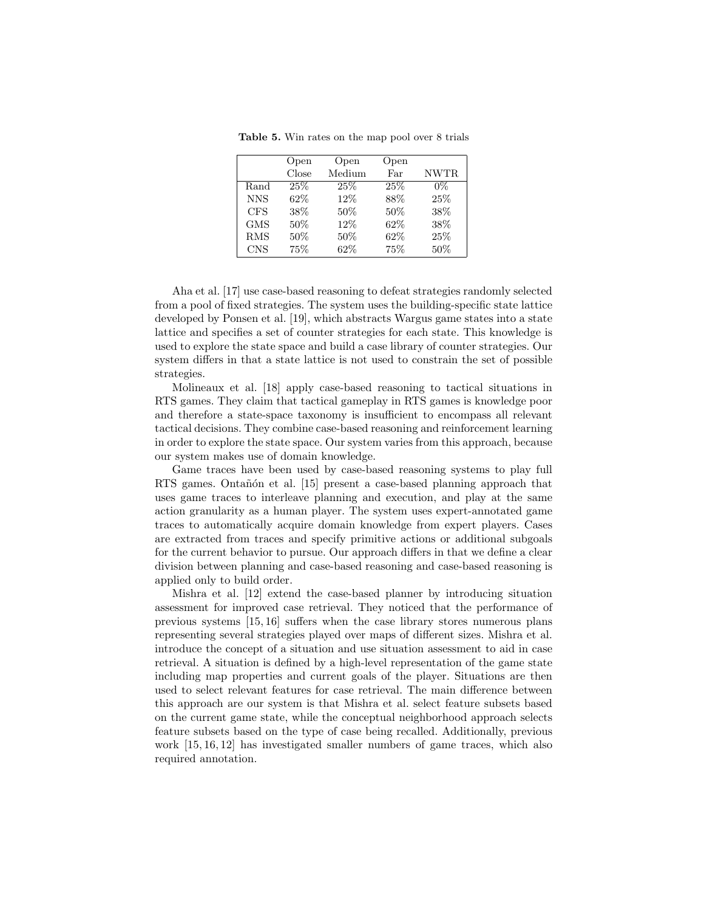**Table 5.** Win rates on the map pool over 8 trials

| | Open Close | Open Medium | Open Far | NWTR |
|---|---|---|---|---|
| Rand | 25% | 25% | 25% | 0% |
| NNS | 62% | 12% | 88% | 25% |
| CFS | 38% | 50% | 50% | 38% |
| GMS | 50% | 12% | 62% | 38% |
| RMS | 50% | 50% | 62% | 25% |
| CNS | 75% | 62% | 75% | 50% |

Aha et al. [17] use case-based reasoning to defeat strategies randomly selected from a pool of fixed strategies. The system uses the building-specific state lattice developed by Ponsen et al. [19], which abstracts Wargus game states into a state lattice and specifies a set of counter strategies for each state. This knowledge is used to explore the state space and build a case library of counter strategies. Our system differs in that a state lattice is not used to constrain the set of possible strategies.

Molineaux et al. [18] apply case-based reasoning to tactical situations in RTS games. They claim that tactical gameplay in RTS games is knowledge poor and therefore a state-space taxonomy is insufficient to encompass all relevant tactical decisions. They combine case-based reasoning and reinforcement learning in order to explore the state space. Our system varies from this approach, because our system makes use of domain knowledge.

Game traces have been used by case-based reasoning systems to play full RTS games. Ontañón et al. [15] present a case-based planning approach that uses game traces to interleave planning and execution, and play at the same action granularity as a human player. The system uses expert-annotated game traces to automatically acquire domain knowledge from expert players. Cases are extracted from traces and specify primitive actions or additional subgoals for the current behavior to pursue. Our approach differs in that we define a clear division between planning and case-based reasoning and case-based reasoning is applied only to build order.

Mishra et al. [12] extend the case-based planner by introducing situation assessment for improved case retrieval. They noticed that the performance of previous systems [15, 16] suffers when the case library stores numerous plans representing several strategies played over maps of different sizes. Mishra et al. introduce the concept of a situation and use situation assessment to aid in case retrieval. A situation is defined by a high-level representation of the game state including map properties and current goals of the player. Situations are then used to select relevant features for case retrieval. The main difference between this approach are our system is that Mishra et al. select feature subsets based on the current game state, while the conceptual neighborhood approach selects feature subsets based on the type of case being recalled. Additionally, previous work [15, 16, 12] has investigated smaller numbers of game traces, which also required annotation.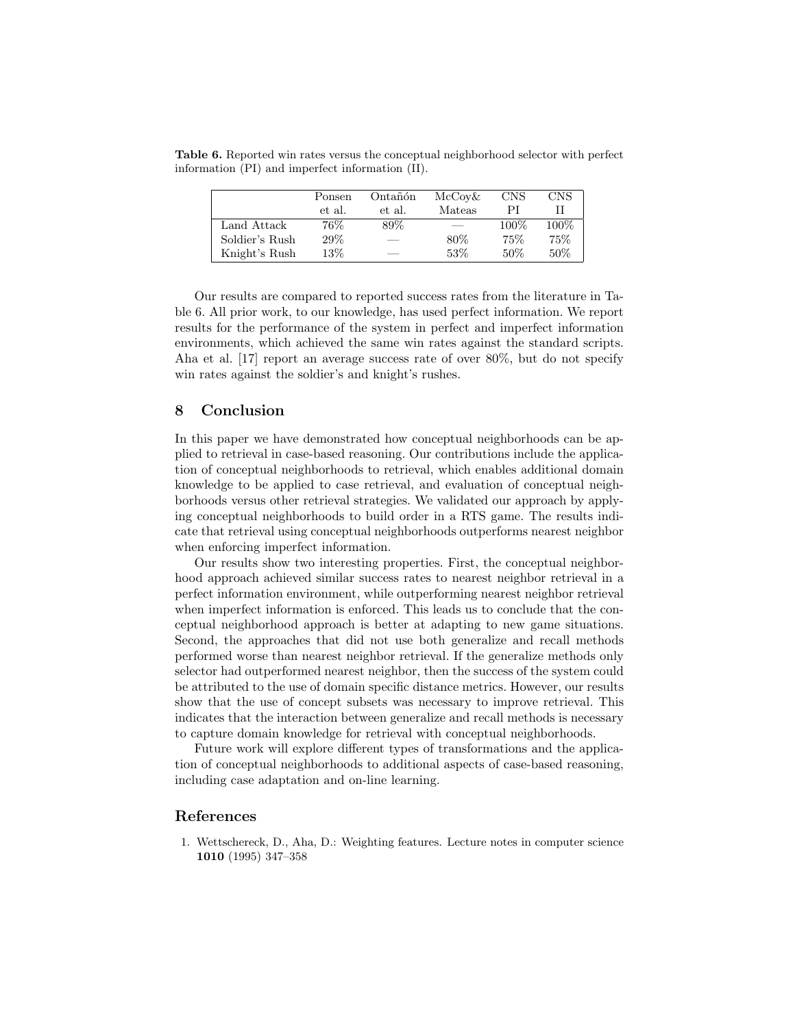**Table 6.** Reported win rates versus the conceptual neighborhood selector with perfect information (PI) and imperfect information (II).

| | Ponsen et al. | Ontañón et al. | McCoy& Mateas | CNS PI | CNS II |
|---|---|---|---|---|---|
| Land Attack | 76% | 89% | — | 100% | 100% |
| Soldier's Rush | 29% | — | 80% | 75% | 75% |
| Knight's Rush | 13% | — | 53% | 50% | 50% |

Our results are compared to reported success rates from the literature in Table 6. All prior work, to our knowledge, has used perfect information. We report results for the performance of the system in perfect and imperfect information environments, which achieved the same win rates against the standard scripts. Aha et al. [17] report an average success rate of over 80%, but do not specify win rates against the soldier's and knight's rushes.

## 8 Conclusion

In this paper we have demonstrated how conceptual neighborhoods can be applied to retrieval in case-based reasoning. Our contributions include the application of conceptual neighborhoods to retrieval, which enables additional domain knowledge to be applied to case retrieval, and evaluation of conceptual neighborhoods versus other retrieval strategies. We validated our approach by applying conceptual neighborhoods to build order in a RTS game. The results indicate that retrieval using conceptual neighborhoods outperforms nearest neighbor when enforcing imperfect information.

Our results show two interesting properties. First, the conceptual neighborhood approach achieved similar success rates to nearest neighbor retrieval in a perfect information environment, while outperforming nearest neighbor retrieval when imperfect information is enforced. This leads us to conclude that the conceptual neighborhood approach is better at adapting to new game situations. Second, the approaches that did not use both generalize and recall methods performed worse than nearest neighbor retrieval. If the generalize methods only selector had outperformed nearest neighbor, then the success of the system could be attributed to the use of domain specific distance metrics. However, our results show that the use of concept subsets was necessary to improve retrieval. This indicates that the interaction between generalize and recall methods is necessary to capture domain knowledge for retrieval with conceptual neighborhoods.

Future work will explore different types of transformations and the application of conceptual neighborhoods to additional aspects of case-based reasoning, including case adaptation and on-line learning.

## References

1. Wettschereck, D., Aha, D.: Weighting features. Lecture notes in computer science **1010** (1995) 347–358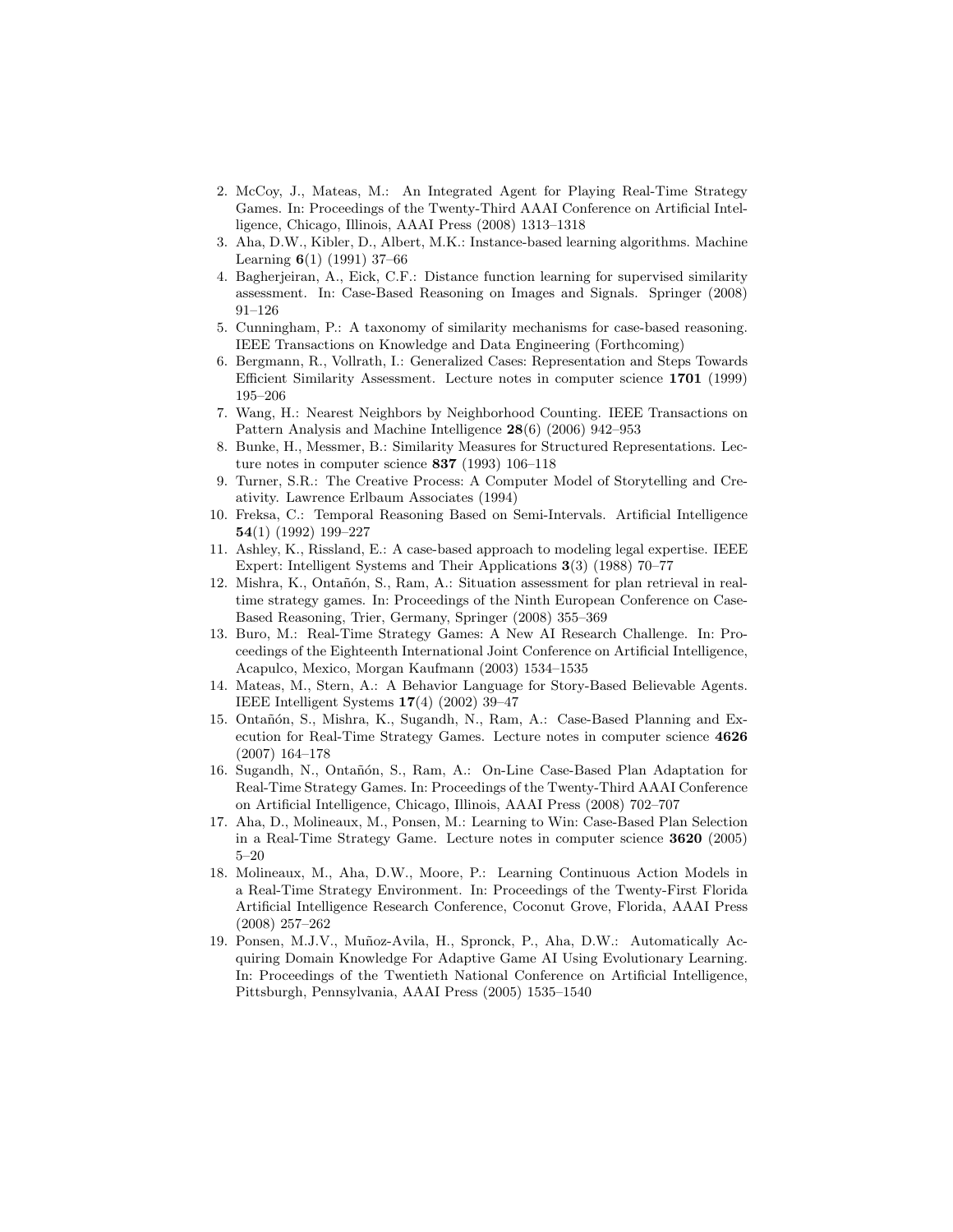2. McCoy, J., Mateas, M.: An Integrated Agent for Playing Real-Time Strategy Games. In: Proceedings of the Twenty-Third AAAI Conference on Artificial Intelligence, Chicago, Illinois, AAAI Press (2008) 1313–1318
3. Aha, D.W., Kibler, D., Albert, M.K.: Instance-based learning algorithms. Machine Learning **6**(1) (1991) 37–66
4. Bagherjeiran, A., Eick, C.F.: Distance function learning for supervised similarity assessment. In: Case-Based Reasoning on Images and Signals. Springer (2008) 91–126
5. Cunningham, P.: A taxonomy of similarity mechanisms for case-based reasoning. IEEE Transactions on Knowledge and Data Engineering (Forthcoming)
6. Bergmann, R., Vollrath, I.: Generalized Cases: Representation and Steps Towards Efficient Similarity Assessment. Lecture notes in computer science **1701** (1999) 195–206
7. Wang, H.: Nearest Neighbors by Neighborhood Counting. IEEE Transactions on Pattern Analysis and Machine Intelligence **28**(6) (2006) 942–953
8. Bunke, H., Messmer, B.: Similarity Measures for Structured Representations. Lecture notes in computer science **837** (1993) 106–118
9. Turner, S.R.: The Creative Process: A Computer Model of Storytelling and Creativity. Lawrence Erlbaum Associates (1994)
10. Freksa, C.: Temporal Reasoning Based on Semi-Intervals. Artificial Intelligence **54**(1) (1992) 199–227
11. Ashley, K., Rissland, E.: A case-based approach to modeling legal expertise. IEEE Expert: Intelligent Systems and Their Applications **3**(3) (1988) 70–77
12. Mishra, K., Ontañón, S., Ram, A.: Situation assessment for plan retrieval in real-time strategy games. In: Proceedings of the Ninth European Conference on Case-Based Reasoning, Trier, Germany, Springer (2008) 355–369
13. Buro, M.: Real-Time Strategy Games: A New AI Research Challenge. In: Proceedings of the Eighteenth International Joint Conference on Artificial Intelligence, Acapulco, Mexico, Morgan Kaufmann (2003) 1534–1535
14. Mateas, M., Stern, A.: A Behavior Language for Story-Based Believable Agents. IEEE Intelligent Systems **17**(4) (2002) 39–47
15. Ontañón, S., Mishra, K., Sugandh, N., Ram, A.: Case-Based Planning and Execution for Real-Time Strategy Games. Lecture notes in computer science **4626** (2007) 164–178
16. Sugandh, N., Ontañón, S., Ram, A.: On-Line Case-Based Plan Adaptation for Real-Time Strategy Games. In: Proceedings of the Twenty-Third AAAI Conference on Artificial Intelligence, Chicago, Illinois, AAAI Press (2008) 702–707
17. Aha, D., Molineaux, M., Ponsen, M.: Learning to Win: Case-Based Plan Selection in a Real-Time Strategy Game. Lecture notes in computer science **3620** (2005) 5–20
18. Molineaux, M., Aha, D.W., Moore, P.: Learning Continuous Action Models in a Real-Time Strategy Environment. In: Proceedings of the Twenty-First Florida Artificial Intelligence Research Conference, Coconut Grove, Florida, AAAI Press (2008) 257–262
19. Ponsen, M.J.V., Muñoz-Avila, H., Spronck, P., Aha, D.W.: Automatically Acquiring Domain Knowledge For Adaptive Game AI Using Evolutionary Learning. In: Proceedings of the Twentieth National Conference on Artificial Intelligence, Pittsburgh, Pennsylvania, AAAI Press (2005) 1535–1540